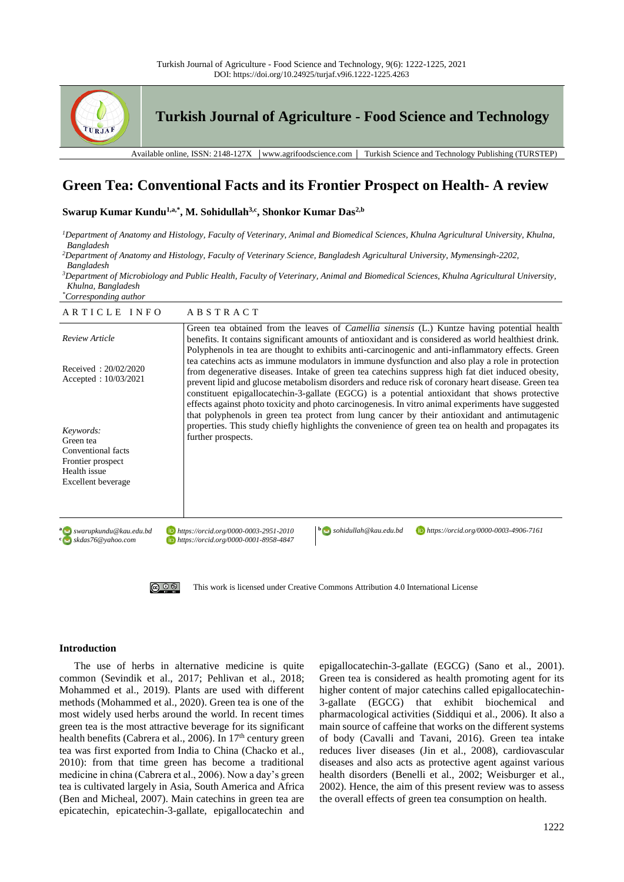# Green Tea: Conventional Facts and its Frontier Prospect on Health- A review

**Swarup Kumar Kundu[1,a,*], M. Sohidullah[3,c], Shonkor Kumar Das[2,b]**

[1]*Department of Anatomy and Histology, Faculty of Veterinary, Animal and Biomedical Sciences, Khulna Agricultural University, Khulna, Bangladesh*
[2]*Department of Anatomy and Histology, Faculty of Veterinary Science, Bangladesh Agricultural University, Mymensingh-2202, Bangladesh*
[3]*Department of Microbiology and Public Health, Faculty of Veterinary, Animal and Biomedical Sciences, Khulna Agricultural University, Khulna, Bangladesh*
[*]*Corresponding author*

**ARTICLE INFO**

*Review Article*

Received : 20/02/2020
Accepted : 10/03/2021

*Keywords:*
Green tea
Conventional facts
Frontier prospect
Health issue
Excellent beverage

**ABSTRACT**

Green tea obtained from the leaves of *Camellia sinensis* (L.) Kuntze having potential health benefits. It contains significant amounts of antioxidant and is considered as world healthiest drink. Polyphenols in tea are thought to exhibits anti-carcinogenic and anti-inflammatory effects. Green tea catechins acts as immune modulators in immune dysfunction and also play a role in protection from degenerative diseases. Intake of green tea catechins suppress high fat diet induced obesity, prevent lipid and glucose metabolism disorders and reduce risk of coronary heart disease. Green tea constituent epigallocatechin-3-gallate (EGCG) is a potential antioxidant that shows protective effects against photo toxicity and photo carcinogenesis. In vitro animal experiments have suggested that polyphenols in green tea protect from lung cancer by their antioxidant and antimutagenic properties. This study chiefly highlights the convenience of green tea on health and propagates its further prospects.

[a] swarupkundu@kau.edu.bd https://orcid.org/0000-0003-2951-2010
[b] sohidullah@kau.edu.bd https://orcid.org/0000-0003-4906-7161
[c] skdas76@yahoo.com https://orcid.org/0000-0001-8958-4847

This work is licensed under Creative Commons Attribution 4.0 International License

## Introduction

The use of herbs in alternative medicine is quite common (Sevindik et al., 2017; Pehlivan et al., 2018; Mohammed et al., 2019). Plants are used with different methods (Mohammed et al., 2020). Green tea is one of the most widely used herbs around the world. In recent times green tea is the most attractive beverage for its significant health benefits (Cabrera et al., 2006). In 17th century green tea was first exported from India to China (Chacko et al., 2010): from that time green has become a traditional medicine in china (Cabrera et al., 2006). Now a day's green tea is cultivated largely in Asia, South America and Africa (Ben and Micheal, 2007). Main catechins in green tea are epicatechin, epicatechin-3-gallate, epigallocatechin and epigallocatechin-3-gallate (EGCG) (Sano et al., 2001). Green tea is considered as health promoting agent for its higher content of major catechins called epigallocatechin-3-gallate (EGCG) that exhibit biochemical and pharmacological activities (Siddiqui et al., 2006). It also a main source of caffeine that works on the different systems of body (Cavalli and Tavani, 2016). Green tea intake reduces liver diseases (Jin et al., 2008), cardiovascular diseases and also acts as protective agent against various health disorders (Benelli et al., 2002; Weisburger et al., 2002). Hence, the aim of this present review was to assess the overall effects of green tea consumption on health.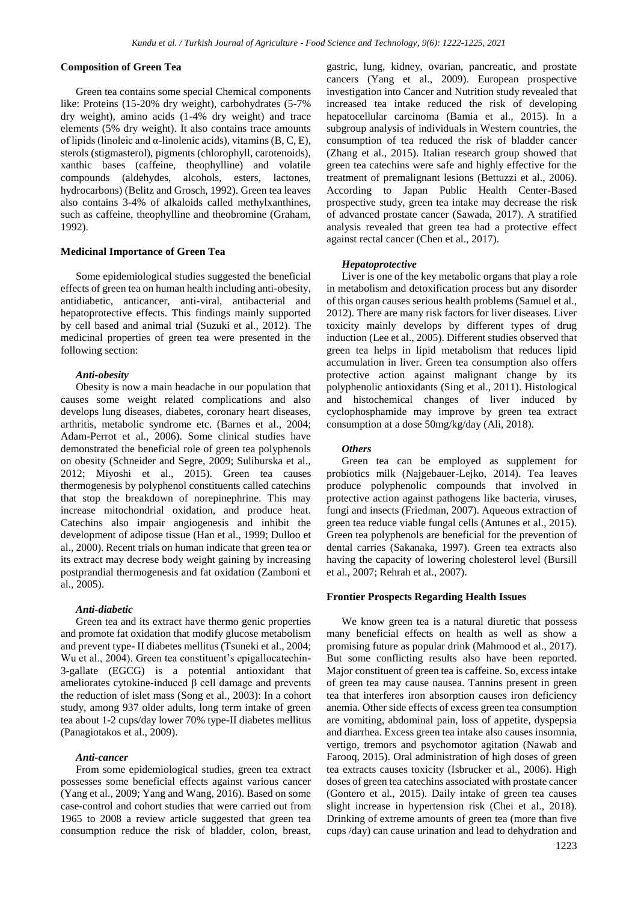### Composition of Green Tea

Green tea contains some special Chemical components like: Proteins (15-20% dry weight), carbohydrates (5-7% dry weight), amino acids (1-4% dry weight) and trace elements (5% dry weight). It also contains trace amounts of lipids (linoleic and α-linolenic acids), vitamins (B, C, E), sterols (stigmasterol), pigments (chlorophyll, carotenoids), xanthic bases (caffeine, theophylline) and volatile compounds (aldehydes, alcohols, esters, lactones, hydrocarbons) (Belitz and Grosch, 1992). Green tea leaves also contains 3-4% of alkaloids called methylxanthines, such as caffeine, theophylline and theobromine (Graham, 1992).

### Medicinal Importance of Green Tea

Some epidemiological studies suggested the beneficial effects of green tea on human health including anti-obesity, antidiabetic, anticancer, anti-viral, antibacterial and hepatoprotective effects. This findings mainly supported by cell based and animal trial (Suzuki et al., 2012). The medicinal properties of green tea were presented in the following section:

#### *Anti-obesity*

Obesity is now a main headache in our population that causes some weight related complications and also develops lung diseases, diabetes, coronary heart diseases, arthritis, metabolic syndrome etc. (Barnes et al., 2004; Adam-Perrot et al., 2006). Some clinical studies have demonstrated the beneficial role of green tea polyphenols on obesity (Schneider and Segre, 2009; Suliburska et al., 2012; Miyoshi et al., 2015). Green tea causes thermogenesis by polyphenol constituents called catechins that stop the breakdown of norepinephrine. This may increase mitochondrial oxidation, and produce heat. Catechins also impair angiogenesis and inhibit the development of adipose tissue (Han et al., 1999; Dulloo et al., 2000). Recent trials on human indicate that green tea or its extract may decrease body weight gaining by increasing postprandial thermogenesis and fat oxidation (Zamboni et al., 2005).

#### *Anti-diabetic*

Green tea and its extract have thermo genic properties and promote fat oxidation that modify glucose metabolism and prevent type- II diabetes mellitus (Tsuneki et al., 2004; Wu et al., 2004). Green tea constituent's epigallocatechin-3-gallate (EGCG) is a potential antioxidant that ameliorates cytokine-induced β cell damage and prevents the reduction of islet mass (Song et al., 2003): In a cohort study, among 937 older adults, long term intake of green tea about 1-2 cups/day lower 70% type-II diabetes mellitus (Panagiotakos et al., 2009).

#### *Anti-cancer*

From some epidemiological studies, green tea extract possesses some beneficial effects against various cancer (Yang et al., 2009; Yang and Wang, 2016). Based on some case-control and cohort studies that were carried out from 1965 to 2008 a review article suggested that green tea consumption reduce the risk of bladder, colon, breast, gastric, lung, kidney, ovarian, pancreatic, and prostate cancers (Yang et al., 2009). European prospective investigation into Cancer and Nutrition study revealed that increased tea intake reduced the risk of developing hepatocellular carcinoma (Bamia et al., 2015). In a subgroup analysis of individuals in Western countries, the consumption of tea reduced the risk of bladder cancer (Zhang et al., 2015). Italian research group showed that green tea catechins were safe and highly effective for the treatment of premalignant lesions (Bettuzzi et al., 2006). According to Japan Public Health Center-Based prospective study, green tea intake may decrease the risk of advanced prostate cancer (Sawada, 2017). A stratified analysis revealed that green tea had a protective effect against rectal cancer (Chen et al., 2017).

#### *Hepatoprotective*

Liver is one of the key metabolic organs that play a role in metabolism and detoxification process but any disorder of this organ causes serious health problems (Samuel et al., 2012). There are many risk factors for liver diseases. Liver toxicity mainly develops by different types of drug induction (Lee et al., 2005). Different studies observed that green tea helps in lipid metabolism that reduces lipid accumulation in liver. Green tea consumption also offers protective action against malignant change by its polyphenolic antioxidants (Sing et al., 2011). Histological and histochemical changes of liver induced by cyclophosphamide may improve by green tea extract consumption at a dose 50mg/kg/day (Ali, 2018).

#### *Others*

Green tea can be employed as supplement for probiotics milk (Najgebauer-Lejko, 2014). Tea leaves produce polyphenolic compounds that involved in protective action against pathogens like bacteria, viruses, fungi and insects (Friedman, 2007). Aqueous extraction of green tea reduce viable fungal cells (Antunes et al., 2015). Green tea polyphenols are beneficial for the prevention of dental carries (Sakanaka, 1997). Green tea extracts also having the capacity of lowering cholesterol level (Bursill et al., 2007; Rehrah et al., 2007).

### Frontier Prospects Regarding Health Issues

We know green tea is a natural diuretic that possess many beneficial effects on health as well as show a promising future as popular drink (Mahmood et al., 2017). But some conflicting results also have been reported. Major constituent of green tea is caffeine. So, excess intake of green tea may cause nausea. Tannins present in green tea that interferes iron absorption causes iron deficiency anemia. Other side effects of excess green tea consumption are vomiting, abdominal pain, loss of appetite, dyspepsia and diarrhea. Excess green tea intake also causes insomnia, vertigo, tremors and psychomotor agitation (Nawab and Farooq, 2015). Oral administration of high doses of green tea extracts causes toxicity (Isbrucker et al., 2006). High doses of green tea catechins associated with prostate cancer (Gontero et al., 2015). Daily intake of green tea causes slight increase in hypertension risk (Chei et al., 2018). Drinking of extreme amounts of green tea (more than five cups /day) can cause urination and lead to dehydration and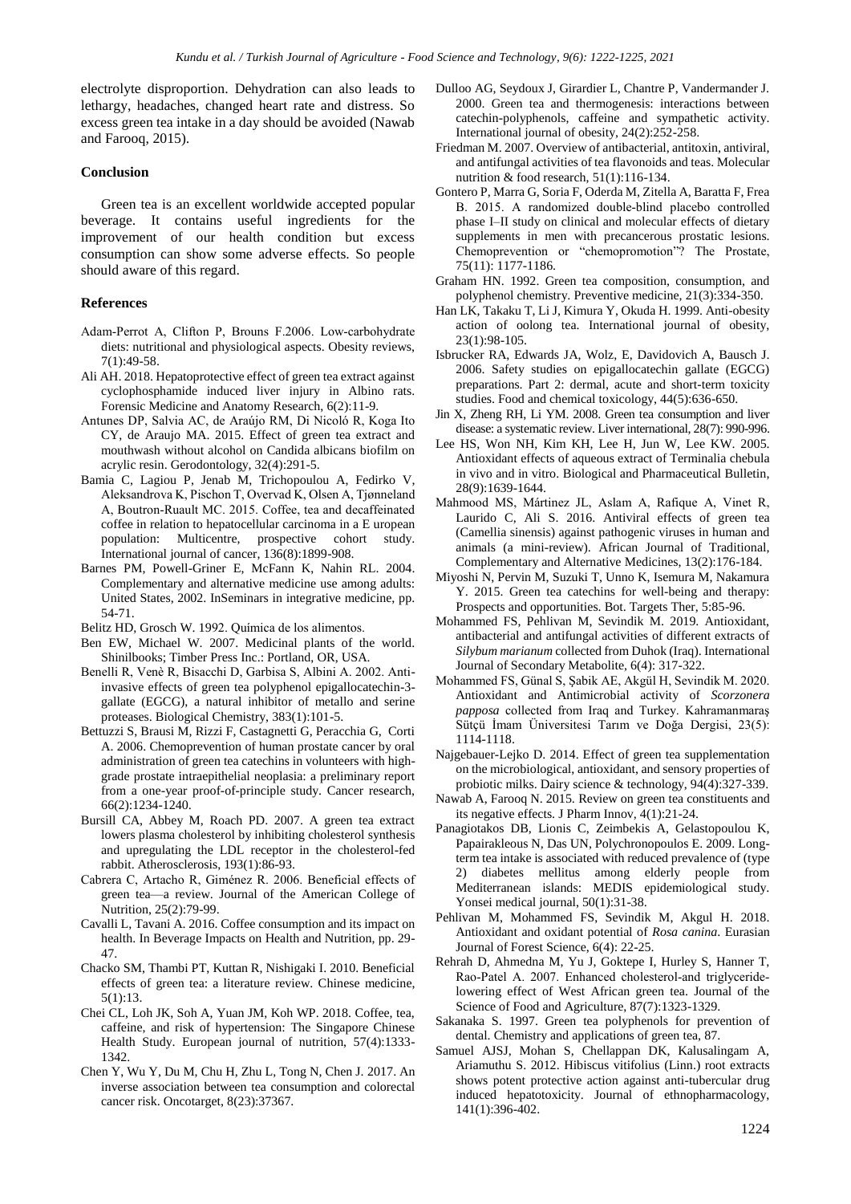electrolyte disproportion. Dehydration can also leads to lethargy, headaches, changed heart rate and distress. So excess green tea intake in a day should be avoided (Nawab and Farooq, 2015).

## Conclusion

Green tea is an excellent worldwide accepted popular beverage. It contains useful ingredients for the improvement of our health condition but excess consumption can show some adverse effects. So people should aware of this regard.

## References

Adam-Perrot A, Clifton P, Brouns F.2006. Low-carbohydrate diets: nutritional and physiological aspects. Obesity reviews, 7(1):49-58.

Ali AH. 2018. Hepatoprotective effect of green tea extract against cyclophosphamide induced liver injury in Albino rats. Forensic Medicine and Anatomy Research, 6(2):11-9.

Antunes DP, Salvia AC, de Araújo RM, Di Nicoló R, Koga Ito CY, de Araujo MA. 2015. Effect of green tea extract and mouthwash without alcohol on Candida albicans biofilm on acrylic resin. Gerodontology, 32(4):291-5.

Bamia C, Lagiou P, Jenab M, Trichopoulou A, Fedirko V, Aleksandrova K, Pischon T, Overvad K, Olsen A, Tjønneland A, Boutron-Ruault MC. 2015. Coffee, tea and decaffeinated coffee in relation to hepatocellular carcinoma in a E uropean population: Multicentre, prospective cohort study. International journal of cancer, 136(8):1899-908.

Barnes PM, Powell-Griner E, McFann K, Nahin RL. 2004. Complementary and alternative medicine use among adults: United States, 2002. InSeminars in integrative medicine, pp. 54-71.

Belitz HD, Grosch W. 1992. Química de los alimentos.

Ben EW, Michael W. 2007. Medicinal plants of the world. Shinilbooks; Timber Press Inc.: Portland, OR, USA.

Benelli R, Venè R, Bisacchi D, Garbisa S, Albini A. 2002. Anti-invasive effects of green tea polyphenol epigallocatechin-3-gallate (EGCG), a natural inhibitor of metallo and serine proteases. Biological Chemistry, 383(1):101-5.

Bettuzzi S, Brausi M, Rizzi F, Castagnetti G, Peracchia G, Corti A. 2006. Chemoprevention of human prostate cancer by oral administration of green tea catechins in volunteers with high-grade prostate intraepithelial neoplasia: a preliminary report from a one-year proof-of-principle study. Cancer research, 66(2):1234-1240.

Bursill CA, Abbey M, Roach PD. 2007. A green tea extract lowers plasma cholesterol by inhibiting cholesterol synthesis and upregulating the LDL receptor in the cholesterol-fed rabbit. Atherosclerosis, 193(1):86-93.

Cabrera C, Artacho R, Giménez R. 2006. Beneficial effects of green tea—a review. Journal of the American College of Nutrition, 25(2):79-99.

Cavalli L, Tavani A. 2016. Coffee consumption and its impact on health. In Beverage Impacts on Health and Nutrition, pp. 29-47.

Chacko SM, Thambi PT, Kuttan R, Nishigaki I. 2010. Beneficial effects of green tea: a literature review. Chinese medicine, 5(1):13.

Chei CL, Loh JK, Soh A, Yuan JM, Koh WP. 2018. Coffee, tea, caffeine, and risk of hypertension: The Singapore Chinese Health Study. European journal of nutrition, 57(4):1333-1342.

Chen Y, Wu Y, Du M, Chu H, Zhu L, Tong N, Chen J. 2017. An inverse association between tea consumption and colorectal cancer risk. Oncotarget, 8(23):37367.

Dulloo AG, Seydoux J, Girardier L, Chantre P, Vandermander J. 2000. Green tea and thermogenesis: interactions between catechin-polyphenols, caffeine and sympathetic activity. International journal of obesity, 24(2):252-258.

Friedman M. 2007. Overview of antibacterial, antitoxin, antiviral, and antifungal activities of tea flavonoids and teas. Molecular nutrition & food research, 51(1):116-134.

Gontero P, Marra G, Soria F, Oderda M, Zitella A, Baratta F, Frea B. 2015. A randomized double-blind placebo controlled phase I–II study on clinical and molecular effects of dietary supplements in men with precancerous prostatic lesions. Chemoprevention or "chemopromotion"? The Prostate, 75(11): 1177-1186.

Graham HN. 1992. Green tea composition, consumption, and polyphenol chemistry. Preventive medicine, 21(3):334-350.

Han LK, Takaku T, Li J, Kimura Y, Okuda H. 1999. Anti-obesity action of oolong tea. International journal of obesity, 23(1):98-105.

Isbrucker RA, Edwards JA, Wolz, E, Davidovich A, Bausch J. 2006. Safety studies on epigallocatechin gallate (EGCG) preparations. Part 2: dermal, acute and short-term toxicity studies. Food and chemical toxicology, 44(5):636-650.

Jin X, Zheng RH, Li YM. 2008. Green tea consumption and liver disease: a systematic review. Liver international, 28(7): 990-996.

Lee HS, Won NH, Kim KH, Lee H, Jun W, Lee KW. 2005. Antioxidant effects of aqueous extract of Terminalia chebula in vivo and in vitro. Biological and Pharmaceutical Bulletin, 28(9):1639-1644.

Mahmood MS, Mártinez JL, Aslam A, Rafique A, Vinet R, Laurido C, Ali S. 2016. Antiviral effects of green tea (Camellia sinensis) against pathogenic viruses in human and animals (a mini-review). African Journal of Traditional, Complementary and Alternative Medicines, 13(2):176-184.

Miyoshi N, Pervin M, Suzuki T, Unno K, Isemura M, Nakamura Y. 2015. Green tea catechins for well-being and therapy: Prospects and opportunities. Bot. Targets Ther, 5:85-96.

Mohammed FS, Pehlivan M, Sevindik M. 2019. Antioxidant, antibacterial and antifungal activities of different extracts of *Silybum marianum* collected from Duhok (Iraq). International Journal of Secondary Metabolite, 6(4): 317-322.

Mohammed FS, Günal S, Şabik AE, Akgül H, Sevindik M. 2020. Antioxidant and Antimicrobial activity of *Scorzonera papposa* collected from Iraq and Turkey. Kahramanmaraş Sütçü İmam Üniversitesi Tarım ve Doğa Dergisi, 23(5): 1114-1118.

Najgebauer-Lejko D. 2014. Effect of green tea supplementation on the microbiological, antioxidant, and sensory properties of probiotic milks. Dairy science & technology, 94(4):327-339.

Nawab A, Farooq N. 2015. Review on green tea constituents and its negative effects. J Pharm Innov, 4(1):21-24.

Panagiotakos DB, Lionis C, Zeimbekis A, Gelastopoulou K, Papairakleous N, Das UN, Polychronopoulos E. 2009. Long-term tea intake is associated with reduced prevalence of (type 2) diabetes mellitus among elderly people from Mediterranean islands: MEDIS epidemiological study. Yonsei medical journal, 50(1):31-38.

Pehlivan M, Mohammed FS, Sevindik M, Akgul H. 2018. Antioxidant and oxidant potential of *Rosa canina*. Eurasian Journal of Forest Science, 6(4): 22-25.

Rehrah D, Ahmedna M, Yu J, Goktepe I, Hurley S, Hanner T, Rao-Patel A. 2007. Enhanced cholesterol-and triglyceride-lowering effect of West African green tea. Journal of the Science of Food and Agriculture, 87(7):1323-1329.

Sakanaka S. 1997. Green tea polyphenols for prevention of dental. Chemistry and applications of green tea, 87.

Samuel AJSJ, Mohan S, Chellappan DK, Kalusalingam A, Ariamuthu S. 2012. Hibiscus vitifolius (Linn.) root extracts shows potent protective action against anti-tubercular drug induced hepatotoxicity. Journal of ethnopharmacology, 141(1):396-402.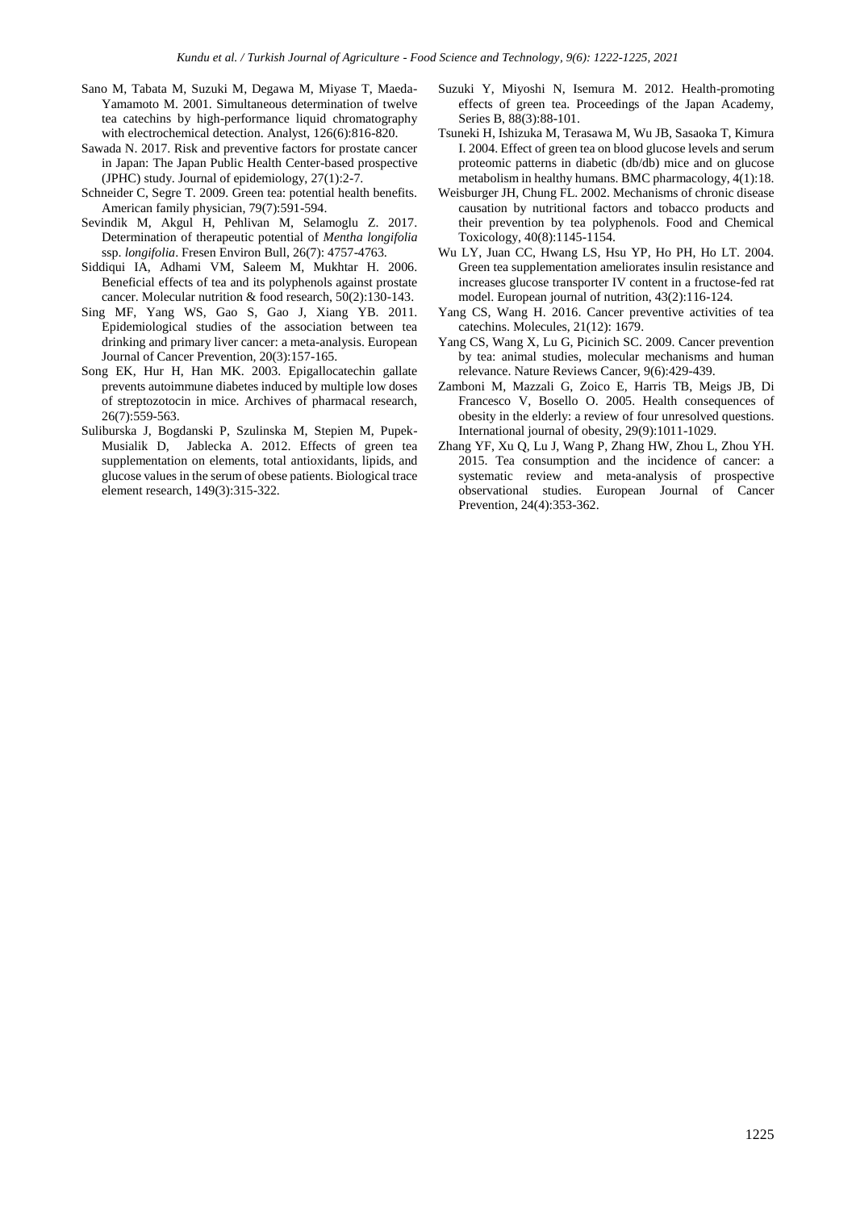Sano M, Tabata M, Suzuki M, Degawa M, Miyase T, Maeda-Yamamoto M. 2001. Simultaneous determination of twelve tea catechins by high-performance liquid chromatography with electrochemical detection. Analyst, 126(6):816-820.

Sawada N. 2017. Risk and preventive factors for prostate cancer in Japan: The Japan Public Health Center-based prospective (JPHC) study. Journal of epidemiology, 27(1):2-7.

Schneider C, Segre T. 2009. Green tea: potential health benefits. American family physician, 79(7):591-594.

Sevindik M, Akgul H, Pehlivan M, Selamoglu Z. 2017. Determination of therapeutic potential of *Mentha longifolia* ssp. *longifolia*. Fresen Environ Bull, 26(7): 4757-4763.

Siddiqui IA, Adhami VM, Saleem M, Mukhtar H. 2006. Beneficial effects of tea and its polyphenols against prostate cancer. Molecular nutrition & food research, 50(2):130-143.

Sing MF, Yang WS, Gao S, Gao J, Xiang YB. 2011. Epidemiological studies of the association between tea drinking and primary liver cancer: a meta-analysis. European Journal of Cancer Prevention, 20(3):157-165.

Song EK, Hur H, Han MK. 2003. Epigallocatechin gallate prevents autoimmune diabetes induced by multiple low doses of streptozotocin in mice. Archives of pharmacal research, 26(7):559-563.

Suliburska J, Bogdanski P, Szulinska M, Stepien M, Pupek-Musialik D, Jablecka A. 2012. Effects of green tea supplementation on elements, total antioxidants, lipids, and glucose values in the serum of obese patients. Biological trace element research, 149(3):315-322.

Suzuki Y, Miyoshi N, Isemura M. 2012. Health-promoting effects of green tea. Proceedings of the Japan Academy, Series B, 88(3):88-101.

Tsuneki H, Ishizuka M, Terasawa M, Wu JB, Sasaoka T, Kimura I. 2004. Effect of green tea on blood glucose levels and serum proteomic patterns in diabetic (db/db) mice and on glucose metabolism in healthy humans. BMC pharmacology, 4(1):18.

Weisburger JH, Chung FL. 2002. Mechanisms of chronic disease causation by nutritional factors and tobacco products and their prevention by tea polyphenols. Food and Chemical Toxicology, 40(8):1145-1154.

Wu LY, Juan CC, Hwang LS, Hsu YP, Ho PH, Ho LT. 2004. Green tea supplementation ameliorates insulin resistance and increases glucose transporter IV content in a fructose-fed rat model. European journal of nutrition, 43(2):116-124.

Yang CS, Wang H. 2016. Cancer preventive activities of tea catechins. Molecules, 21(12): 1679.

Yang CS, Wang X, Lu G, Picinich SC. 2009. Cancer prevention by tea: animal studies, molecular mechanisms and human relevance. Nature Reviews Cancer, 9(6):429-439.

Zamboni M, Mazzali G, Zoico E, Harris TB, Meigs JB, Di Francesco V, Bosello O. 2005. Health consequences of obesity in the elderly: a review of four unresolved questions. International journal of obesity, 29(9):1011-1029.

Zhang YF, Xu Q, Lu J, Wang P, Zhang HW, Zhou L, Zhou YH. 2015. Tea consumption and the incidence of cancer: a systematic review and meta-analysis of prospective observational studies. European Journal of Cancer Prevention, 24(4):353-362.